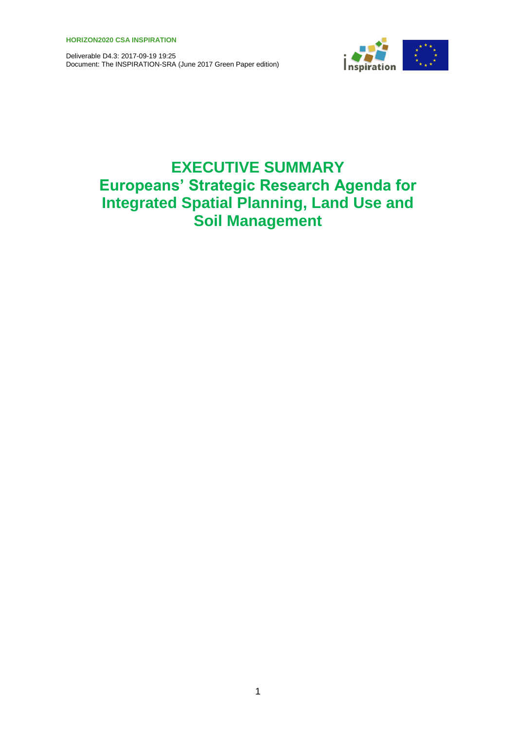# EXECUTIVE SUMMARY
# Europeans' Strategic Research Agenda for Integrated Spatial Planning, Land Use and Soil Management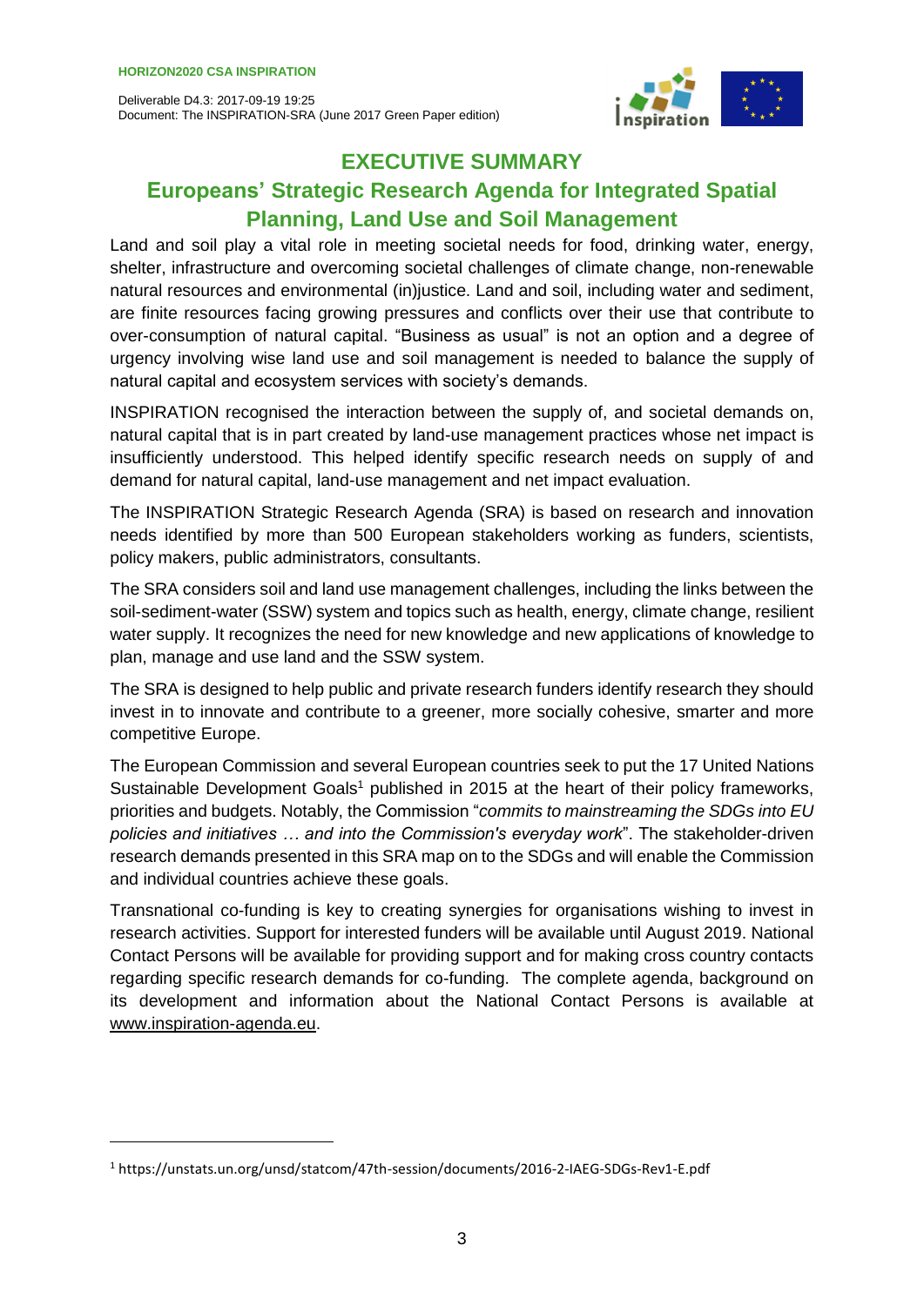# EXECUTIVE SUMMARY

## Europeans' Strategic Research Agenda for Integrated Spatial Planning, Land Use and Soil Management

Land and soil play a vital role in meeting societal needs for food, drinking water, energy, shelter, infrastructure and overcoming societal challenges of climate change, non-renewable natural resources and environmental (in)justice. Land and soil, including water and sediment, are finite resources facing growing pressures and conflicts over their use that contribute to over-consumption of natural capital. "Business as usual" is not an option and a degree of urgency involving wise land use and soil management is needed to balance the supply of natural capital and ecosystem services with society's demands.

INSPIRATION recognised the interaction between the supply of, and societal demands on, natural capital that is in part created by land-use management practices whose net impact is insufficiently understood. This helped identify specific research needs on supply of and demand for natural capital, land-use management and net impact evaluation.

The INSPIRATION Strategic Research Agenda (SRA) is based on research and innovation needs identified by more than 500 European stakeholders working as funders, scientists, policy makers, public administrators, consultants.

The SRA considers soil and land use management challenges, including the links between the soil-sediment-water (SSW) system and topics such as health, energy, climate change, resilient water supply. It recognizes the need for new knowledge and new applications of knowledge to plan, manage and use land and the SSW system.

The SRA is designed to help public and private research funders identify research they should invest in to innovate and contribute to a greener, more socially cohesive, smarter and more competitive Europe.

The European Commission and several European countries seek to put the 17 United Nations Sustainable Development Goals[1] published in 2015 at the heart of their policy frameworks, priorities and budgets. Notably, the Commission "*commits to mainstreaming the SDGs into EU policies and initiatives … and into the Commission's everyday work*". The stakeholder-driven research demands presented in this SRA map on to the SDGs and will enable the Commission and individual countries achieve these goals.

Transnational co-funding is key to creating synergies for organisations wishing to invest in research activities. Support for interested funders will be available until August 2019. National Contact Persons will be available for providing support and for making cross country contacts regarding specific research demands for co-funding. The complete agenda, background on its development and information about the National Contact Persons is available at www.inspiration-agenda.eu.

[1] https://unstats.un.org/unsd/statcom/47th-session/documents/2016-2-IAEG-SDGs-Rev1-E.pdf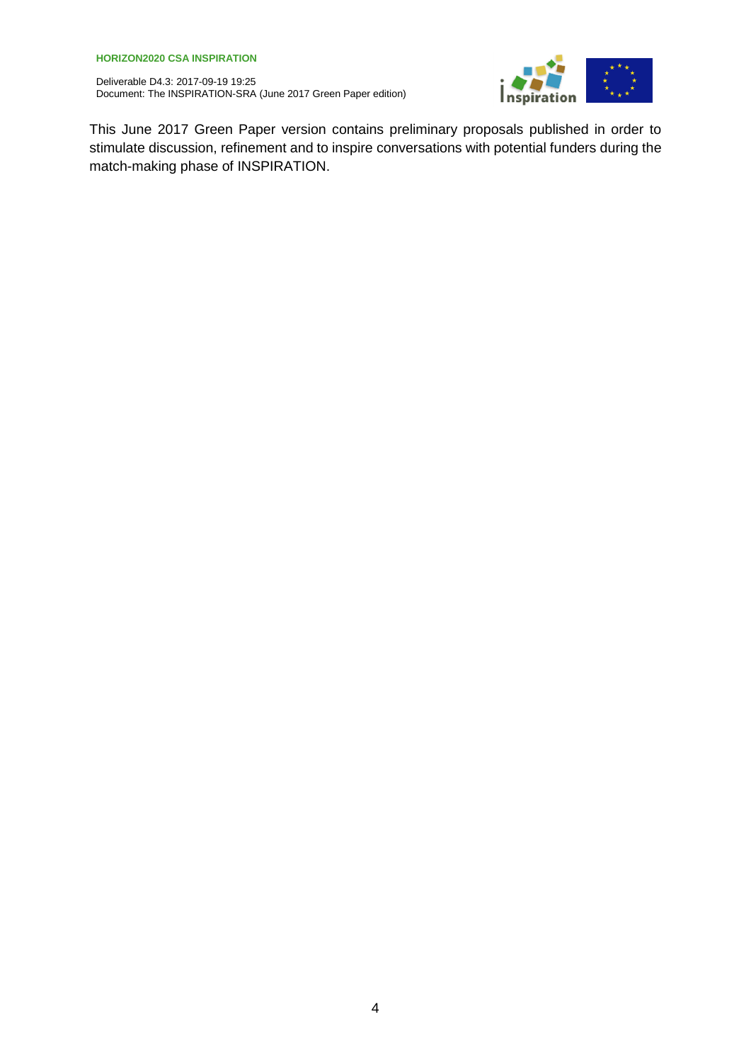This June 2017 Green Paper version contains preliminary proposals published in order to stimulate discussion, refinement and to inspire conversations with potential funders during the match-making phase of INSPIRATION.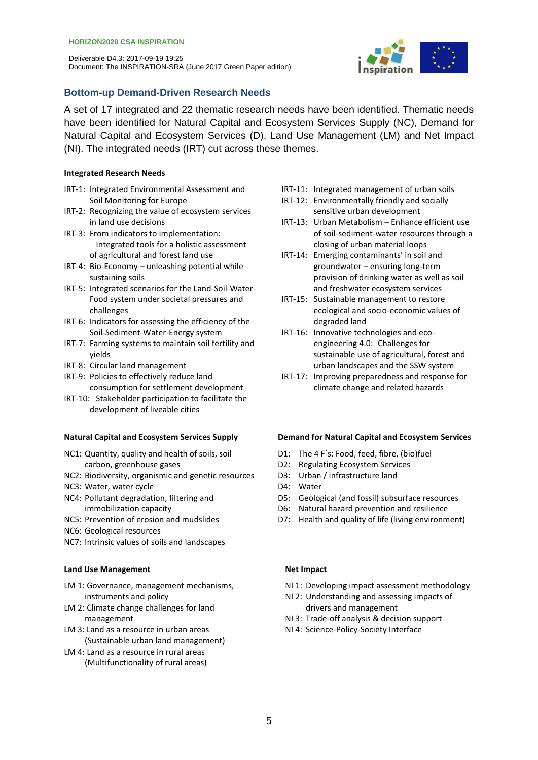## Bottom-up Demand-Driven Research Needs

A set of 17 integrated and 22 thematic research needs have been identified. Thematic needs have been identified for Natural Capital and Ecosystem Services Supply (NC), Demand for Natural Capital and Ecosystem Services (D), Land Use Management (LM) and Net Impact (NI). The integrated needs (IRT) cut across these themes.

### Integrated Research Needs

- IRT-1: Integrated Environmental Assessment and Soil Monitoring for Europe
- IRT-2: Recognizing the value of ecosystem services in land use decisions
- IRT-3: From indicators to implementation: Integrated tools for a holistic assessment of agricultural and forest land use
- IRT-4: Bio-Economy – unleashing potential while sustaining soils
- IRT-5: Integrated scenarios for the Land-Soil-Water-Food system under societal pressures and challenges
- IRT-6: Indicators for assessing the efficiency of the Soil-Sediment-Water-Energy system
- IRT-7: Farming systems to maintain soil fertility and yields
- IRT-8: Circular land management
- IRT-9: Policies to effectively reduce land consumption for settlement development
- IRT-10: Stakeholder participation to facilitate the development of liveable cities
- IRT-11: Integrated management of urban soils
- IRT-12: Environmentally friendly and socially sensitive urban development
- IRT-13: Urban Metabolism – Enhance efficient use of soil-sediment-water resources through a closing of urban material loops
- IRT-14: Emerging contaminants' in soil and groundwater – ensuring long-term provision of drinking water as well as soil and freshwater ecosystem services
- IRT-15: Sustainable management to restore ecological and socio-economic values of degraded land
- IRT-16: Innovative technologies and eco-engineering 4.0: Challenges for sustainable use of agricultural, forest and urban landscapes and the SSW system
- IRT-17: Improving preparedness and response for climate change and related hazards

### Natural Capital and Ecosystem Services Supply

- NC1: Quantity, quality and health of soils, soil carbon, greenhouse gases
- NC2: Biodiversity, organismic and genetic resources
- NC3: Water, water cycle
- NC4: Pollutant degradation, filtering and immobilization capacity
- NC5: Prevention of erosion and mudslides
- NC6: Geological resources
- NC7: Intrinsic values of soils and landscapes

### Demand for Natural Capital and Ecosystem Services

- D1: The 4 F´s: Food, feed, fibre, (bio)fuel
- D2: Regulating Ecosystem Services
- D3: Urban / infrastructure land
- D4: Water
- D5: Geological (and fossil) subsurface resources
- D6: Natural hazard prevention and resilience
- D7: Health and quality of life (living environment)

### Land Use Management

- LM 1: Governance, management mechanisms, instruments and policy
- LM 2: Climate change challenges for land management
- LM 3: Land as a resource in urban areas (Sustainable urban land management)
- LM 4: Land as a resource in rural areas (Multifunctionality of rural areas)

### Net Impact

- NI 1: Developing impact assessment methodology
- NI 2: Understanding and assessing impacts of drivers and management
- NI 3: Trade-off analysis & decision support
- NI 4: Science-Policy-Society Interface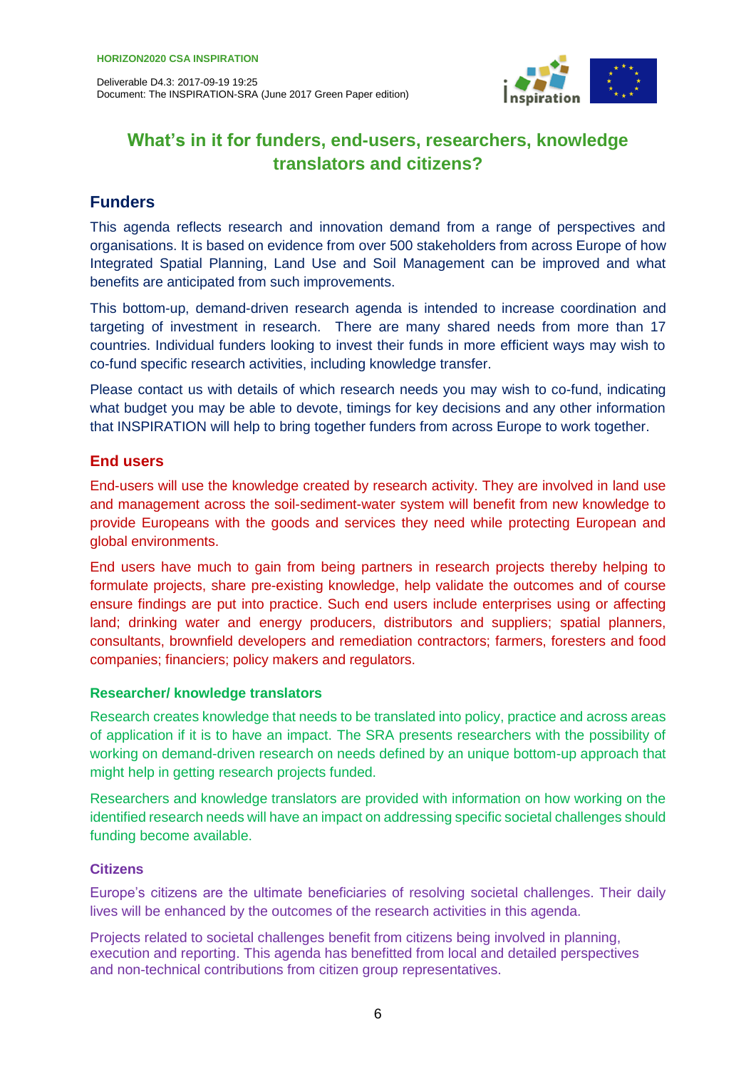## What's in it for funders, end-users, researchers, knowledge translators and citizens?

### Funders

This agenda reflects research and innovation demand from a range of perspectives and organisations. It is based on evidence from over 500 stakeholders from across Europe of how Integrated Spatial Planning, Land Use and Soil Management can be improved and what benefits are anticipated from such improvements.

This bottom-up, demand-driven research agenda is intended to increase coordination and targeting of investment in research. There are many shared needs from more than 17 countries. Individual funders looking to invest their funds in more efficient ways may wish to co-fund specific research activities, including knowledge transfer.

Please contact us with details of which research needs you may wish to co-fund, indicating what budget you may be able to devote, timings for key decisions and any other information that INSPIRATION will help to bring together funders from across Europe to work together.

### End users

End-users will use the knowledge created by research activity. They are involved in land use and management across the soil-sediment-water system will benefit from new knowledge to provide Europeans with the goods and services they need while protecting European and global environments.

End users have much to gain from being partners in research projects thereby helping to formulate projects, share pre-existing knowledge, help validate the outcomes and of course ensure findings are put into practice. Such end users include enterprises using or affecting land; drinking water and energy producers, distributors and suppliers; spatial planners, consultants, brownfield developers and remediation contractors; farmers, foresters and food companies; financiers; policy makers and regulators.

#### Researcher/ knowledge translators

Research creates knowledge that needs to be translated into policy, practice and across areas of application if it is to have an impact. The SRA presents researchers with the possibility of working on demand-driven research on needs defined by an unique bottom-up approach that might help in getting research projects funded.

Researchers and knowledge translators are provided with information on how working on the identified research needs will have an impact on addressing specific societal challenges should funding become available.

#### Citizens

Europe's citizens are the ultimate beneficiaries of resolving societal challenges. Their daily lives will be enhanced by the outcomes of the research activities in this agenda.

Projects related to societal challenges benefit from citizens being involved in planning, execution and reporting. This agenda has benefitted from local and detailed perspectives and non-technical contributions from citizen group representatives.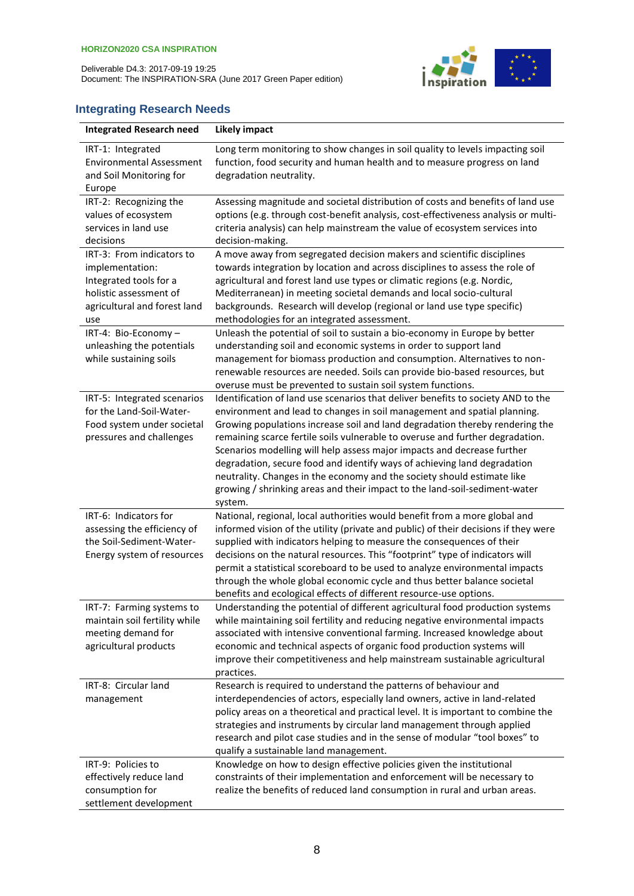## Integrating Research Needs

| Integrated Research need | Likely impact |
|---|---|
| IRT-1: Integrated Environmental Assessment and Soil Monitoring for Europe | Long term monitoring to show changes in soil quality to levels impacting soil function, food security and human health and to measure progress on land degradation neutrality. |
| IRT-2: Recognizing the values of ecosystem services in land use decisions | Assessing magnitude and societal distribution of costs and benefits of land use options (e.g. through cost-benefit analysis, cost-effectiveness analysis or multi-criteria analysis) can help mainstream the value of ecosystem services into decision-making. |
| IRT-3: From indicators to implementation: Integrated tools for a holistic assessment of agricultural and forest land use | A move away from segregated decision makers and scientific disciplines towards integration by location and across disciplines to assess the role of agricultural and forest land use types or climatic regions (e.g. Nordic, Mediterranean) in meeting societal demands and local socio-cultural backgrounds. Research will develop (regional or land use type specific) methodologies for an integrated assessment. |
| IRT-4: Bio-Economy – unleashing the potentials while sustaining soils | Unleash the potential of soil to sustain a bio-economy in Europe by better understanding soil and economic systems in order to support land management for biomass production and consumption. Alternatives to non-renewable resources are needed. Soils can provide bio-based resources, but overuse must be prevented to sustain soil system functions. |
| IRT-5: Integrated scenarios for the Land-Soil-Water-Food system under societal pressures and challenges | Identification of land use scenarios that deliver benefits to society AND to the environment and lead to changes in soil management and spatial planning. Growing populations increase soil and land degradation thereby rendering the remaining scarce fertile soils vulnerable to overuse and further degradation. Scenarios modelling will help assess major impacts and decrease further degradation, secure food and identify ways of achieving land degradation neutrality. Changes in the economy and the society should estimate like growing / shrinking areas and their impact to the land-soil-sediment-water system. |
| IRT-6: Indicators for assessing the efficiency of the Soil-Sediment-Water-Energy system of resources | National, regional, local authorities would benefit from a more global and informed vision of the utility (private and public) of their decisions if they were supplied with indicators helping to measure the consequences of their decisions on the natural resources. This "footprint" type of indicators will permit a statistical scoreboard to be used to analyze environmental impacts through the whole global economic cycle and thus better balance societal benefits and ecological effects of different resource-use options. |
| IRT-7: Farming systems to maintain soil fertility while meeting demand for agricultural products | Understanding the potential of different agricultural food production systems while maintaining soil fertility and reducing negative environmental impacts associated with intensive conventional farming. Increased knowledge about economic and technical aspects of organic food production systems will improve their competitiveness and help mainstream sustainable agricultural practices. |
| IRT-8: Circular land management | Research is required to understand the patterns of behaviour and interdependencies of actors, especially land owners, active in land-related policy areas on a theoretical and practical level. It is important to combine the strategies and instruments by circular land management through applied research and pilot case studies and in the sense of modular "tool boxes" to qualify a sustainable land management. |
| IRT-9: Policies to effectively reduce land consumption for settlement development | Knowledge on how to design effective policies given the institutional constraints of their implementation and enforcement will be necessary to realize the benefits of reduced land consumption in rural and urban areas. |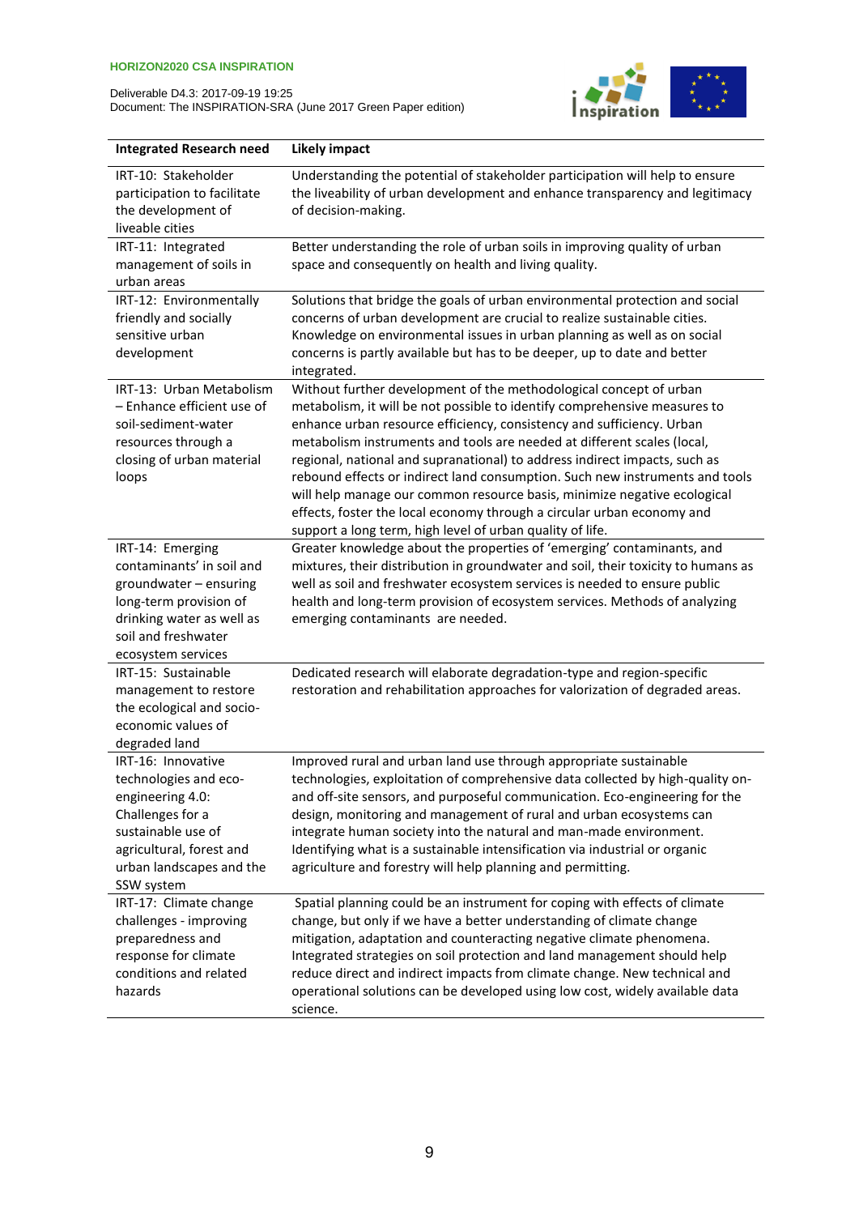| Integrated Research need | Likely impact |
|---|---|
| IRT-10: Stakeholder participation to facilitate the development of liveable cities | Understanding the potential of stakeholder participation will help to ensure the liveability of urban development and enhance transparency and legitimacy of decision-making. |
| IRT-11: Integrated management of soils in urban areas | Better understanding the role of urban soils in improving quality of urban space and consequently on health and living quality. |
| IRT-12: Environmentally friendly and socially sensitive urban development | Solutions that bridge the goals of urban environmental protection and social concerns of urban development are crucial to realize sustainable cities. Knowledge on environmental issues in urban planning as well as on social concerns is partly available but has to be deeper, up to date and better integrated. |
| IRT-13: Urban Metabolism – Enhance efficient use of soil-sediment-water resources through a closing of urban material loops | Without further development of the methodological concept of urban metabolism, it will be not possible to identify comprehensive measures to enhance urban resource efficiency, consistency and sufficiency. Urban metabolism instruments and tools are needed at different scales (local, regional, national and supranational) to address indirect impacts, such as rebound effects or indirect land consumption. Such new instruments and tools will help manage our common resource basis, minimize negative ecological effects, foster the local economy through a circular urban economy and support a long term, high level of urban quality of life. |
| IRT-14: Emerging contaminants' in soil and groundwater – ensuring long-term provision of drinking water as well as soil and freshwater ecosystem services | Greater knowledge about the properties of 'emerging' contaminants, and mixtures, their distribution in groundwater and soil, their toxicity to humans as well as soil and freshwater ecosystem services is needed to ensure public health and long-term provision of ecosystem services. Methods of analyzing emerging contaminants are needed. |
| IRT-15: Sustainable management to restore the ecological and socio-economic values of degraded land | Dedicated research will elaborate degradation-type and region-specific restoration and rehabilitation approaches for valorization of degraded areas. |
| IRT-16: Innovative technologies and eco-engineering 4.0: Challenges for a sustainable use of agricultural, forest and urban landscapes and the SSW system | Improved rural and urban land use through appropriate sustainable technologies, exploitation of comprehensive data collected by high-quality on- and off-site sensors, and purposeful communication. Eco-engineering for the design, monitoring and management of rural and urban ecosystems can integrate human society into the natural and man-made environment. Identifying what is a sustainable intensification via industrial or organic agriculture and forestry will help planning and permitting. |
| IRT-17: Climate change challenges - improving preparedness and response for climate conditions and related hazards | Spatial planning could be an instrument for coping with effects of climate change, but only if we have a better understanding of climate change mitigation, adaptation and counteracting negative climate phenomena. Integrated strategies on soil protection and land management should help reduce direct and indirect impacts from climate change. New technical and operational solutions can be developed using low cost, widely available data science. |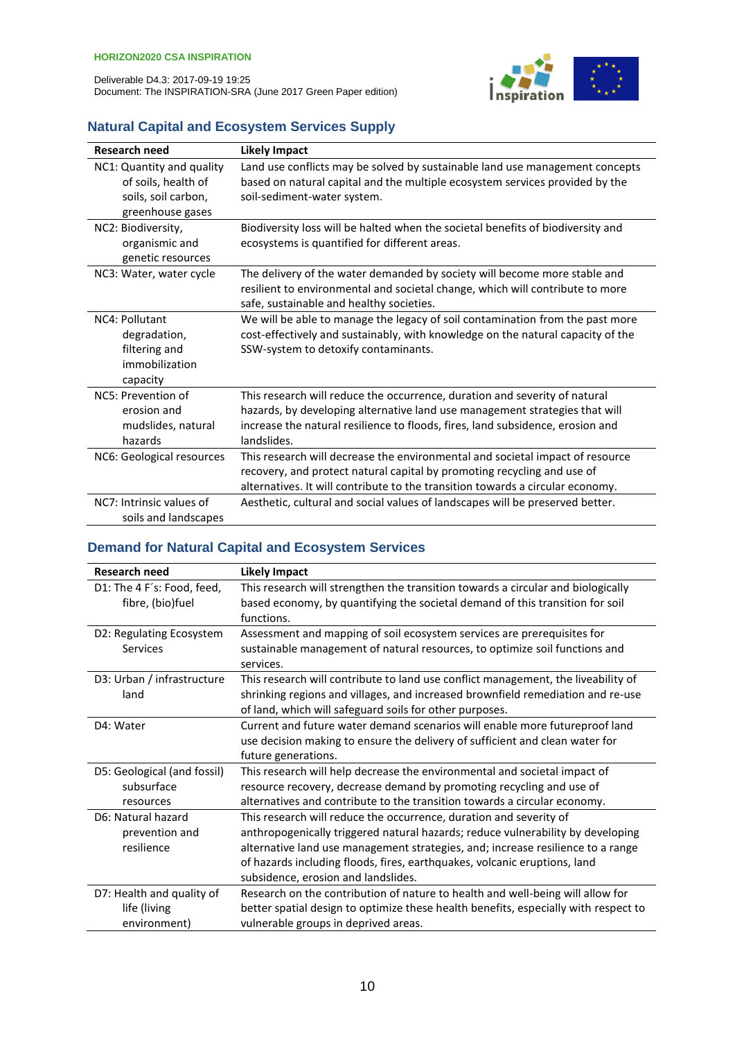## Natural Capital and Ecosystem Services Supply

| Research need | Likely Impact |
|---|---|
| NC1: Quantity and quality of soils, health of soils, soil carbon, greenhouse gases | Land use conflicts may be solved by sustainable land use management concepts based on natural capital and the multiple ecosystem services provided by the soil-sediment-water system. |
| NC2: Biodiversity, organismic and genetic resources | Biodiversity loss will be halted when the societal benefits of biodiversity and ecosystems is quantified for different areas. |
| NC3: Water, water cycle | The delivery of the water demanded by society will become more stable and resilient to environmental and societal change, which will contribute to more safe, sustainable and healthy societies. |
| NC4: Pollutant degradation, filtering and immobilization capacity | We will be able to manage the legacy of soil contamination from the past more cost-effectively and sustainably, with knowledge on the natural capacity of the SSW-system to detoxify contaminants. |
| NC5: Prevention of erosion and mudslides, natural hazards | This research will reduce the occurrence, duration and severity of natural hazards, by developing alternative land use management strategies that will increase the natural resilience to floods, fires, land subsidence, erosion and landslides. |
| NC6: Geological resources | This research will decrease the environmental and societal impact of resource recovery, and protect natural capital by promoting recycling and use of alternatives. It will contribute to the transition towards a circular economy. |
| NC7: Intrinsic values of soils and landscapes | Aesthetic, cultural and social values of landscapes will be preserved better. |

## Demand for Natural Capital and Ecosystem Services

| Research need | Likely Impact |
|---|---|
| D1: The 4 F´s: Food, feed, fibre, (bio)fuel | This research will strengthen the transition towards a circular and biologically based economy, by quantifying the societal demand of this transition for soil functions. |
| D2: Regulating Ecosystem Services | Assessment and mapping of soil ecosystem services are prerequisites for sustainable management of natural resources, to optimize soil functions and services. |
| D3: Urban / infrastructure land | This research will contribute to land use conflict management, the liveability of shrinking regions and villages, and increased brownfield remediation and re-use of land, which will safeguard soils for other purposes. |
| D4: Water | Current and future water demand scenarios will enable more futureproof land use decision making to ensure the delivery of sufficient and clean water for future generations. |
| D5: Geological (and fossil) subsurface resources | This research will help decrease the environmental and societal impact of resource recovery, decrease demand by promoting recycling and use of alternatives and contribute to the transition towards a circular economy. |
| D6: Natural hazard prevention and resilience | This research will reduce the occurrence, duration and severity of anthropogenically triggered natural hazards; reduce vulnerability by developing alternative land use management strategies, and; increase resilience to a range of hazards including floods, fires, earthquakes, volcanic eruptions, land subsidence, erosion and landslides. |
| D7: Health and quality of life (living environment) | Research on the contribution of nature to health and well-being will allow for better spatial design to optimize these health benefits, especially with respect to vulnerable groups in deprived areas. |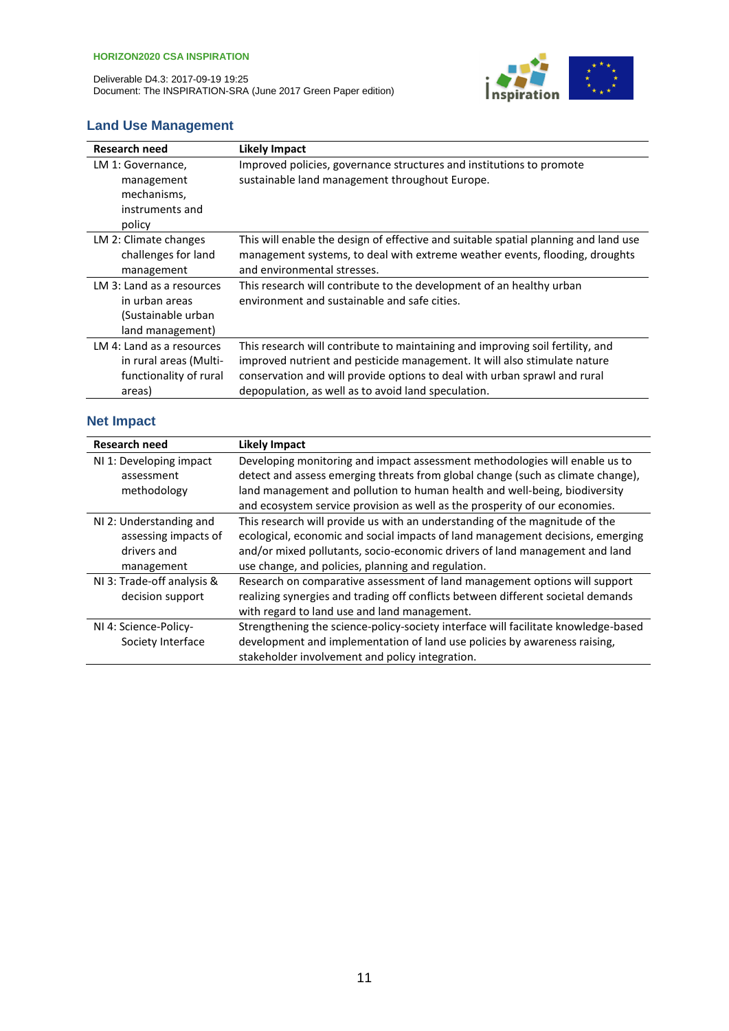## Land Use Management

| Research need | Likely Impact |
|---|---|
| LM 1: Governance, management mechanisms, instruments and policy | Improved policies, governance structures and institutions to promote sustainable land management throughout Europe. |
| LM 2: Climate changes challenges for land management | This will enable the design of effective and suitable spatial planning and land use management systems, to deal with extreme weather events, flooding, droughts and environmental stresses. |
| LM 3: Land as a resources in urban areas (Sustainable urban land management) | This research will contribute to the development of an healthy urban environment and sustainable and safe cities. |
| LM 4: Land as a resources in rural areas (Multi-functionality of rural areas) | This research will contribute to maintaining and improving soil fertility, and improved nutrient and pesticide management. It will also stimulate nature conservation and will provide options to deal with urban sprawl and rural depopulation, as well as to avoid land speculation. |

## Net Impact

| Research need | Likely Impact |
|---|---|
| NI 1: Developing impact assessment methodology | Developing monitoring and impact assessment methodologies will enable us to detect and assess emerging threats from global change (such as climate change), land management and pollution to human health and well-being, biodiversity and ecosystem service provision as well as the prosperity of our economies. |
| NI 2: Understanding and assessing impacts of drivers and management | This research will provide us with an understanding of the magnitude of the ecological, economic and social impacts of land management decisions, emerging and/or mixed pollutants, socio-economic drivers of land management and land use change, and policies, planning and regulation. |
| NI 3: Trade-off analysis & decision support | Research on comparative assessment of land management options will support realizing synergies and trading off conflicts between different societal demands with regard to land use and land management. |
| NI 4: Science-Policy-Society Interface | Strengthening the science-policy-society interface will facilitate knowledge-based development and implementation of land use policies by awareness raising, stakeholder involvement and policy integration. |